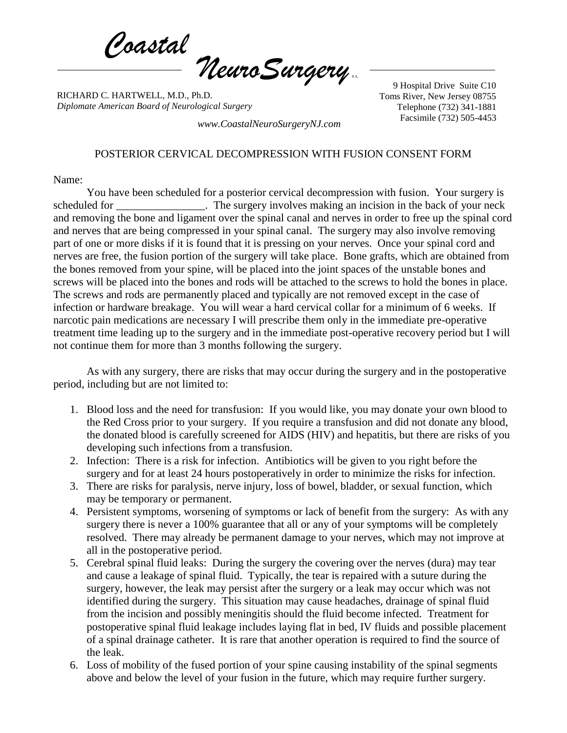# *Coastal NeuroSurgery* P.A.

RICHARD C. HARTWELL, M.D., Ph.D.
*Diplomate American Board of Neurological Surgery*

9 Hospital Drive Suite C10
Toms River, New Jersey 08755
Telephone (732) 341-1881
Facsimile (732) 505-4453

*www.CoastalNeuroSurgeryNJ.com*

## POSTERIOR CERVICAL DECOMPRESSION WITH FUSION CONSENT FORM

Name:

You have been scheduled for a posterior cervical decompression with fusion. Your surgery is scheduled for ________________. The surgery involves making an incision in the back of your neck and removing the bone and ligament over the spinal canal and nerves in order to free up the spinal cord and nerves that are being compressed in your spinal canal. The surgery may also involve removing part of one or more disks if it is found that it is pressing on your nerves. Once your spinal cord and nerves are free, the fusion portion of the surgery will take place. Bone grafts, which are obtained from the bones removed from your spine, will be placed into the joint spaces of the unstable bones and screws will be placed into the bones and rods will be attached to the screws to hold the bones in place. The screws and rods are permanently placed and typically are not removed except in the case of infection or hardware breakage. You will wear a hard cervical collar for a minimum of 6 weeks. If narcotic pain medications are necessary I will prescribe them only in the immediate pre-operative treatment time leading up to the surgery and in the immediate post-operative recovery period but I will not continue them for more than 3 months following the surgery.

As with any surgery, there are risks that may occur during the surgery and in the postoperative period, including but are not limited to:

1. Blood loss and the need for transfusion: If you would like, you may donate your own blood to the Red Cross prior to your surgery. If you require a transfusion and did not donate any blood, the donated blood is carefully screened for AIDS (HIV) and hepatitis, but there are risks of you developing such infections from a transfusion.
2. Infection: There is a risk for infection. Antibiotics will be given to you right before the surgery and for at least 24 hours postoperatively in order to minimize the risks for infection.
3. There are risks for paralysis, nerve injury, loss of bowel, bladder, or sexual function, which may be temporary or permanent.
4. Persistent symptoms, worsening of symptoms or lack of benefit from the surgery: As with any surgery there is never a 100% guarantee that all or any of your symptoms will be completely resolved. There may already be permanent damage to your nerves, which may not improve at all in the postoperative period.
5. Cerebral spinal fluid leaks: During the surgery the covering over the nerves (dura) may tear and cause a leakage of spinal fluid. Typically, the tear is repaired with a suture during the surgery, however, the leak may persist after the surgery or a leak may occur which was not identified during the surgery. This situation may cause headaches, drainage of spinal fluid from the incision and possibly meningitis should the fluid become infected. Treatment for postoperative spinal fluid leakage includes laying flat in bed, IV fluids and possible placement of a spinal drainage catheter. It is rare that another operation is required to find the source of the leak.
6. Loss of mobility of the fused portion of your spine causing instability of the spinal segments above and below the level of your fusion in the future, which may require further surgery.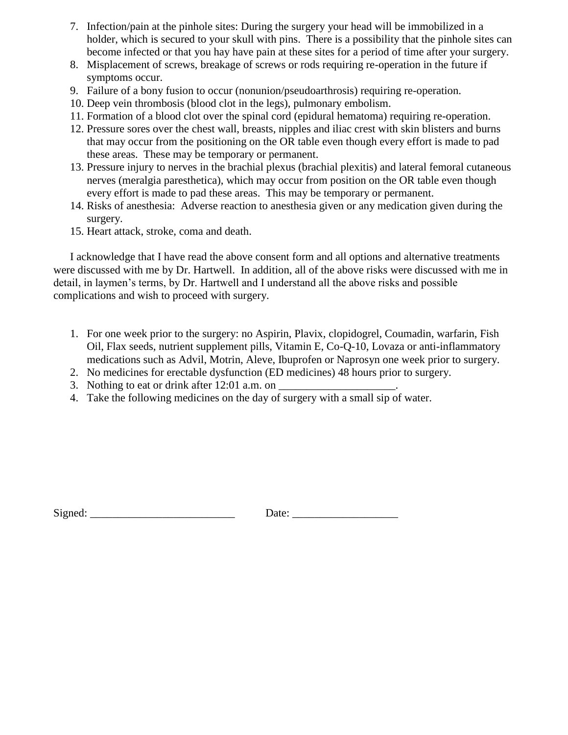7. Infection/pain at the pinhole sites: During the surgery your head will be immobilized in a holder, which is secured to your skull with pins. There is a possibility that the pinhole sites can become infected or that you hay have pain at these sites for a period of time after your surgery.
8. Misplacement of screws, breakage of screws or rods requiring re-operation in the future if symptoms occur.
9. Failure of a bony fusion to occur (nonunion/pseudoarthrosis) requiring re-operation.
10. Deep vein thrombosis (blood clot in the legs), pulmonary embolism.
11. Formation of a blood clot over the spinal cord (epidural hematoma) requiring re-operation.
12. Pressure sores over the chest wall, breasts, nipples and iliac crest with skin blisters and burns that may occur from the positioning on the OR table even though every effort is made to pad these areas. These may be temporary or permanent.
13. Pressure injury to nerves in the brachial plexus (brachial plexitis) and lateral femoral cutaneous nerves (meralgia paresthetica), which may occur from position on the OR table even though every effort is made to pad these areas. This may be temporary or permanent.
14. Risks of anesthesia: Adverse reaction to anesthesia given or any medication given during the surgery.
15. Heart attack, stroke, coma and death.

I acknowledge that I have read the above consent form and all options and alternative treatments were discussed with me by Dr. Hartwell. In addition, all of the above risks were discussed with me in detail, in laymen's terms, by Dr. Hartwell and I understand all the above risks and possible complications and wish to proceed with surgery.

1. For one week prior to the surgery: no Aspirin, Plavix, clopidogrel, Coumadin, warfarin, Fish Oil, Flax seeds, nutrient supplement pills, Vitamin E, Co-Q-10, Lovaza or anti-inflammatory medications such as Advil, Motrin, Aleve, Ibuprofen or Naprosyn one week prior to surgery.
2. No medicines for erectable dysfunction (ED medicines) 48 hours prior to surgery.
3. Nothing to eat or drink after 12:01 a.m. on ____________________.
4. Take the following medicines on the day of surgery with a small sip of water.

Signed: __________________________ Date: ___________________